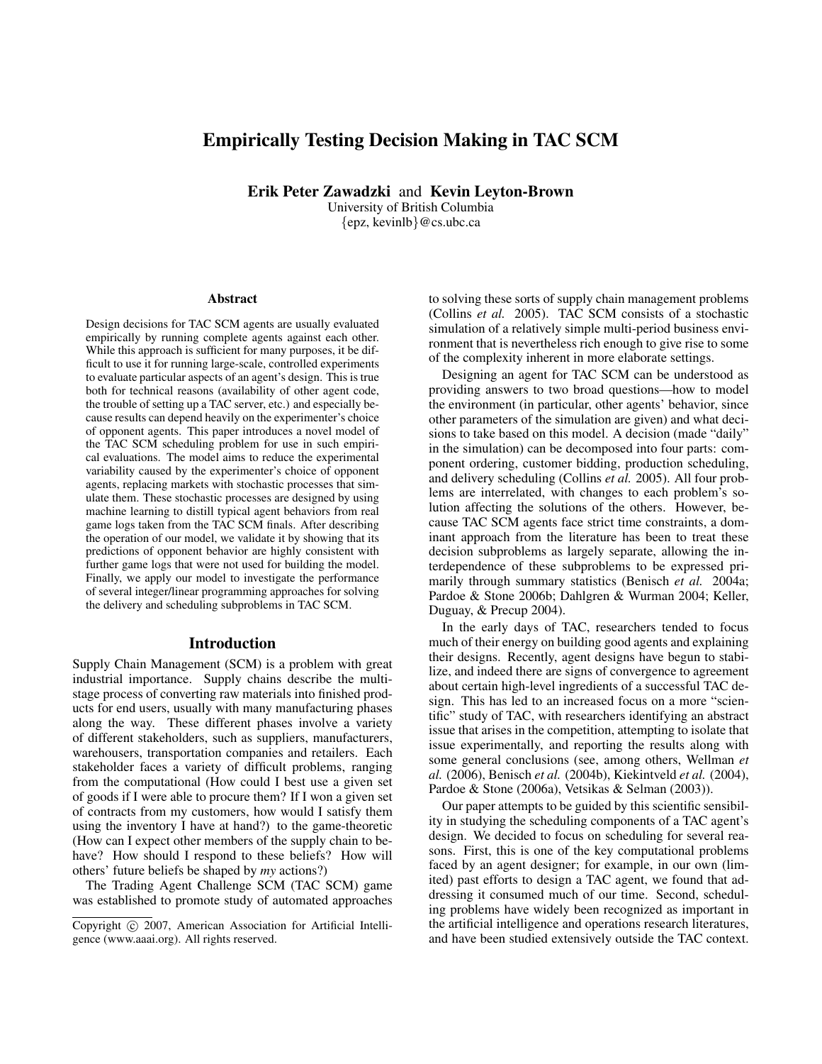# Empirically Testing Decision Making in TAC SCM

**Erik Peter Zawadzki** and **Kevin Leyton-Brown**
University of British Columbia
{epz, kevinlb}@cs.ubc.ca

## Abstract

Design decisions for TAC SCM agents are usually evaluated empirically by running complete agents against each other. While this approach is sufficient for many purposes, it be difficult to use it for running large-scale, controlled experiments to evaluate particular aspects of an agent's design. This is true both for technical reasons (availability of other agent code, the trouble of setting up a TAC server, etc.) and especially because results can depend heavily on the experimenter's choice of opponent agents. This paper introduces a novel model of the TAC SCM scheduling problem for use in such empirical evaluations. The model aims to reduce the experimental variability caused by the experimenter's choice of opponent agents, replacing markets with stochastic processes that simulate them. These stochastic processes are designed by using machine learning to distill typical agent behaviors from real game logs taken from the TAC SCM finals. After describing the operation of our model, we validate it by showing that its predictions of opponent behavior are highly consistent with further game logs that were not used for building the model. Finally, we apply our model to investigate the performance of several integer/linear programming approaches for solving the delivery and scheduling subproblems in TAC SCM.

## Introduction

Supply Chain Management (SCM) is a problem with great industrial importance. Supply chains describe the multi-stage process of converting raw materials into finished products for end users, usually with many manufacturing phases along the way. These different phases involve a variety of different stakeholders, such as suppliers, manufacturers, warehousers, transportation companies and retailers. Each stakeholder faces a variety of difficult problems, ranging from the computational (How could I best use a given set of goods if I were able to procure them? If I won a given set of contracts from my customers, how would I satisfy them using the inventory I have at hand?) to the game-theoretic (How can I expect other members of the supply chain to behave? How should I respond to these beliefs? How will others' future beliefs be shaped by *my* actions?)

The Trading Agent Challenge SCM (TAC SCM) game was established to promote study of automated approaches to solving these sorts of supply chain management problems (Collins *et al.* 2005). TAC SCM consists of a stochastic simulation of a relatively simple multi-period business environment that is nevertheless rich enough to give rise to some of the complexity inherent in more elaborate settings.

Designing an agent for TAC SCM can be understood as providing answers to two broad questions—how to model the environment (in particular, other agents' behavior, since other parameters of the simulation are given) and what decisions to take based on this model. A decision (made "daily" in the simulation) can be decomposed into four parts: component ordering, customer bidding, production scheduling, and delivery scheduling (Collins *et al.* 2005). All four problems are interrelated, with changes to each problem's solution affecting the solutions of the others. However, because TAC SCM agents face strict time constraints, a dominant approach from the literature has been to treat these decision subproblems as largely separate, allowing the interdependence of these subproblems to be expressed primarily through summary statistics (Benisch *et al.* 2004a; Pardoe & Stone 2006b; Dahlgren & Wurman 2004; Keller, Duguay, & Precup 2004).

In the early days of TAC, researchers tended to focus much of their energy on building good agents and explaining their designs. Recently, agent designs have begun to stabilize, and indeed there are signs of convergence to agreement about certain high-level ingredients of a successful TAC design. This has led to an increased focus on a more "scientific" study of TAC, with researchers identifying an abstract issue that arises in the competition, attempting to isolate that issue experimentally, and reporting the results along with some general conclusions (see, among others, Wellman *et al.* (2006), Benisch *et al.* (2004b), Kiekintveld *et al.* (2004), Pardoe & Stone (2006a), Vetsikas & Selman (2003)).

Our paper attempts to be guided by this scientific sensibility in studying the scheduling components of a TAC agent's design. We decided to focus on scheduling for several reasons. First, this is one of the key computational problems faced by an agent designer; for example, in our own (limited) past efforts to design a TAC agent, we found that addressing it consumed much of our time. Second, scheduling problems have widely been recognized as important in the artificial intelligence and operations research literatures, and have been studied extensively outside the TAC context.

Copyright © 2007, American Association for Artificial Intelligence (www.aaai.org). All rights reserved.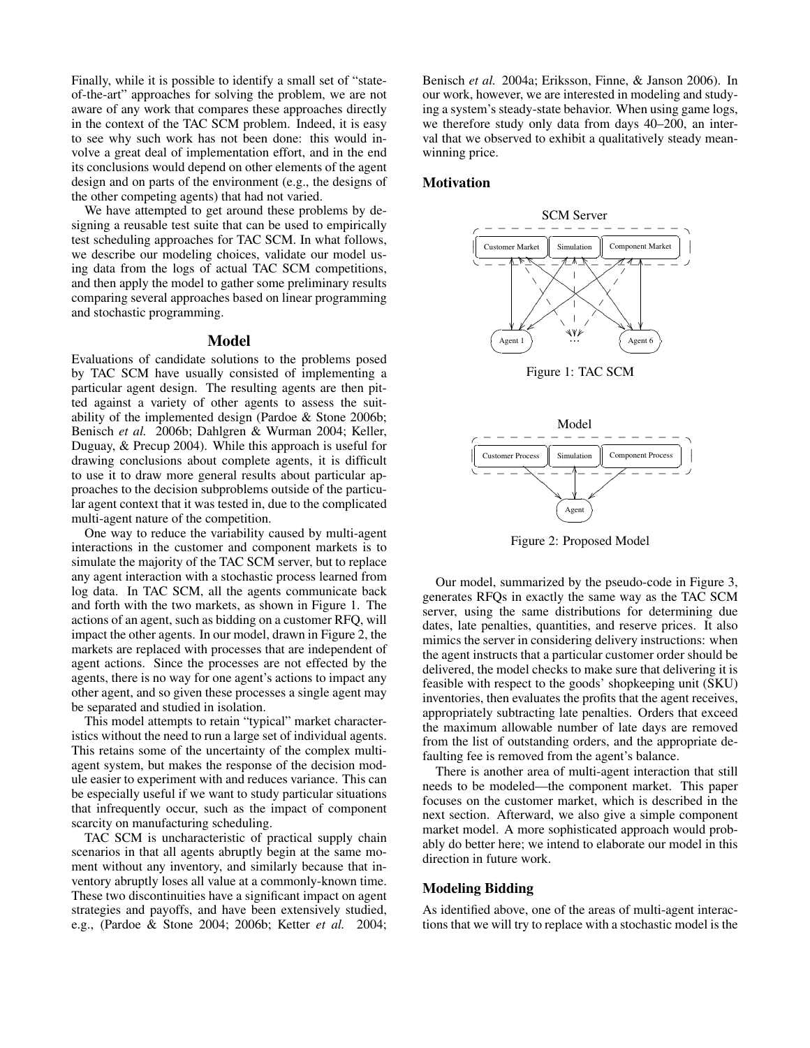Finally, while it is possible to identify a small set of "state-of-the-art" approaches for solving the problem, we are not aware of any work that compares these approaches directly in the context of the TAC SCM problem. Indeed, it is easy to see why such work has not been done: this would involve a great deal of implementation effort, and in the end its conclusions would depend on other elements of the agent design and on parts of the environment (e.g., the designs of the other competing agents) that had not varied.

We have attempted to get around these problems by designing a reusable test suite that can be used to empirically test scheduling approaches for TAC SCM. In what follows, we describe our modeling choices, validate our model using data from the logs of actual TAC SCM competitions, and then apply the model to gather some preliminary results comparing several approaches based on linear programming and stochastic programming.

## Model

Evaluations of candidate solutions to the problems posed by TAC SCM have usually consisted of implementing a particular agent design. The resulting agents are then pitted against a variety of other agents to assess the suitability of the implemented design (Pardoe & Stone 2006b; Benisch *et al.* 2006b; Dahlgren & Wurman 2004; Keller, Duguay, & Precup 2004). While this approach is useful for drawing conclusions about complete agents, it is difficult to use it to draw more general results about particular approaches to the decision subproblems outside of the particular agent context that it was tested in, due to the complicated multi-agent nature of the competition.

One way to reduce the variability caused by multi-agent interactions in the customer and component markets is to simulate the majority of the TAC SCM server, but to replace any agent interaction with a stochastic process learned from log data. In TAC SCM, all the agents communicate back and forth with the two markets, as shown in Figure 1. The actions of an agent, such as bidding on a customer RFQ, will impact the other agents. In our model, drawn in Figure 2, the markets are replaced with processes that are independent of agent actions. Since the processes are not effected by the agents, there is no way for one agent's actions to impact any other agent, and so given these processes a single agent may be separated and studied in isolation.

This model attempts to retain "typical" market characteristics without the need to run a large set of individual agents. This retains some of the uncertainty of the complex multi-agent system, but makes the response of the decision module easier to experiment with and reduces variance. This can be especially useful if we want to study particular situations that infrequently occur, such as the impact of component scarcity on manufacturing scheduling.

TAC SCM is uncharacteristic of practical supply chain scenarios in that all agents abruptly begin at the same moment without any inventory, and similarly because that inventory abruptly loses all value at a commonly-known time. These two discontinuities have a significant impact on agent strategies and payoffs, and have been extensively studied, e.g., (Pardoe & Stone 2004; 2006b; Ketter *et al.* 2004; Benisch *et al.* 2004a; Eriksson, Finne, & Janson 2006). In our work, however, we are interested in modeling and studying a system's steady-state behavior. When using game logs, we therefore study only data from days 40–200, an interval that we observed to exhibit a qualitatively steady mean-winning price.

### Motivation

Figure 1: TAC SCM

Figure 2: Proposed Model

Our model, summarized by the pseudo-code in Figure 3, generates RFQs in exactly the same way as the TAC SCM server, using the same distributions for determining due dates, late penalties, quantities, and reserve prices. It also mimics the server in considering delivery instructions: when the agent instructs that a particular customer order should be delivered, the model checks to make sure that delivering it is feasible with respect to the goods' shopkeeping unit (SKU) inventories, then evaluates the profits that the agent receives, appropriately subtracting late penalties. Orders that exceed the maximum allowable number of late days are removed from the list of outstanding orders, and the appropriate defaulting fee is removed from the agent's balance.

There is another area of multi-agent interaction that still needs to be modeled—the component market. This paper focuses on the customer market, which is described in the next section. Afterward, we also give a simple component market model. A more sophisticated approach would probably do better here; we intend to elaborate our model in this direction in future work.

### Modeling Bidding

As identified above, one of the areas of multi-agent interactions that we will try to replace with a stochastic model is the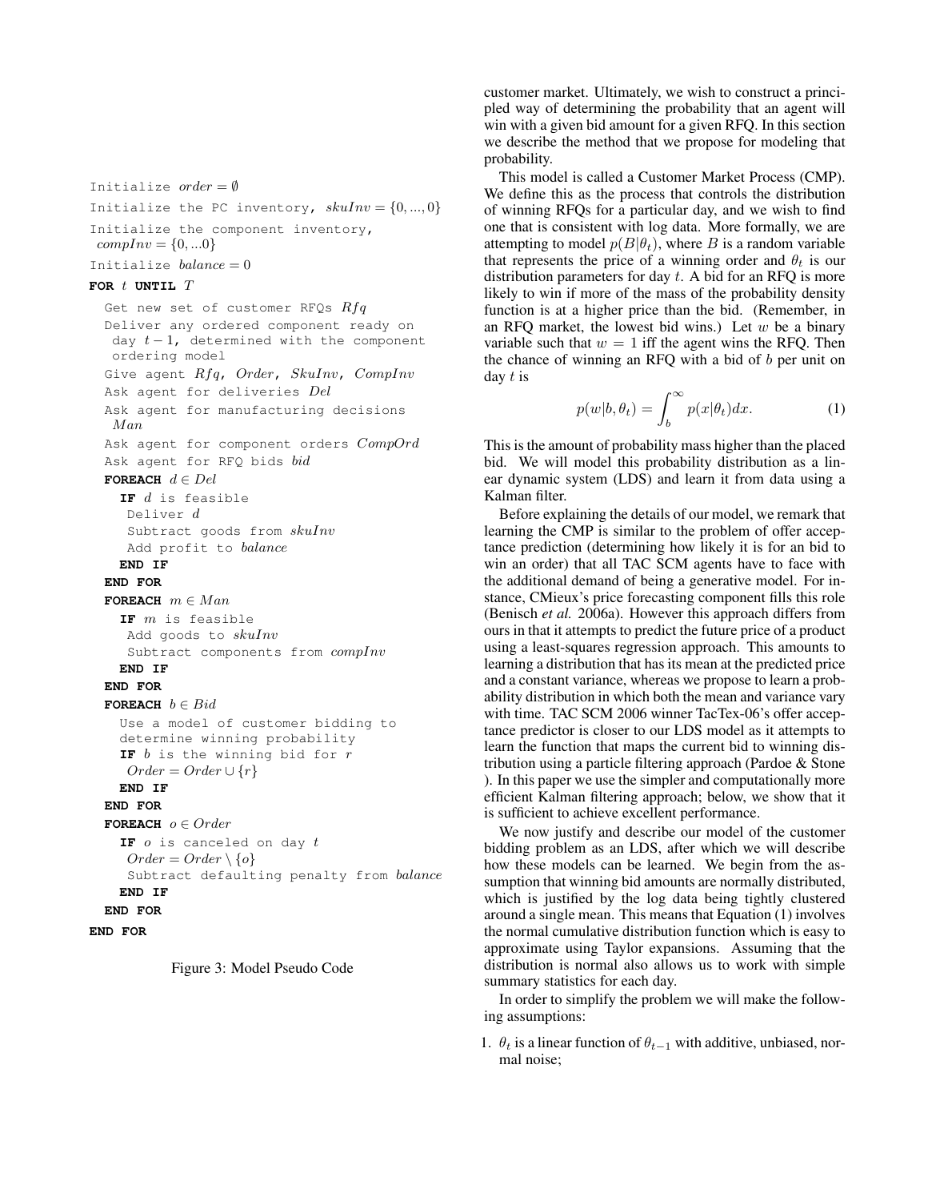```
Initialize order = ∅
Initialize the PC inventory, skuInv = {0, ..., 0}
Initialize the component inventory,
 compInv = {0, ...0}
Initialize balance = 0
FOR t UNTIL T
  Get new set of customer RFQs Rfq
  Deliver any ordered component ready on
   day t − 1, determined with the component
   ordering model
  Give agent Rfq, Order, SkuInv, CompInv
  Ask agent for deliveries Del
  Ask agent for manufacturing decisions
   Man
  Ask agent for component orders CompOrd
  Ask agent for RFQ bids bid
  FOREACH d ∈ Del
    IF d is feasible
     Deliver d
     Subtract goods from skuInv
     Add profit to balance
    END IF
  END FOR
  FOREACH m ∈ Man
    IF m is feasible
     Add goods to skuInv
     Subtract components from compInv
    END IF
  END FOR
  FOREACH b ∈ Bid
    Use a model of customer bidding to
    determine winning probability
    IF b is the winning bid for r
     Order = Order ∪ {r}
    END IF
  END FOR
  FOREACH o ∈ Order
    IF o is canceled on day t
     Order = Order \ {o}
     Subtract defaulting penalty from balance
    END IF
  END FOR
END FOR
```

Figure 3: Model Pseudo Code

customer market. Ultimately, we wish to construct a principled way of determining the probability that an agent will win with a given bid amount for a given RFQ. In this section we describe the method that we propose for modeling that probability.

This model is called a Customer Market Process (CMP). We define this as the process that controls the distribution of winning RFQs for a particular day, and we wish to find one that is consistent with log data. More formally, we are attempting to model $p(B|\theta_t)$, where $B$ is a random variable that represents the price of a winning order and $\theta_t$ is our distribution parameters for day $t$. A bid for an RFQ is more likely to win if more of the mass of the probability density function is at a higher price than the bid. (Remember, in an RFQ market, the lowest bid wins.) Let $w$ be a binary variable such that $w = 1$ iff the agent wins the RFQ. Then the chance of winning an RFQ with a bid of $b$ per unit on day $t$ is

$$p(w|b, \theta_t) = \int_b^\infty p(x|\theta_t)dx. \tag{1}$$

This is the amount of probability mass higher than the placed bid. We will model this probability distribution as a linear dynamic system (LDS) and learn it from data using a Kalman filter.

Before explaining the details of our model, we remark that learning the CMP is similar to the problem of offer acceptance prediction (determining how likely it is for an bid to win an order) that all TAC SCM agents have to face with the additional demand of being a generative model. For instance, CMieux's price forecasting component fills this role (Benisch *et al.* 2006a). However this approach differs from ours in that it attempts to predict the future price of a product using a least-squares regression approach. This amounts to learning a distribution that has its mean at the predicted price and a constant variance, whereas we propose to learn a probability distribution in which both the mean and variance vary with time. TAC SCM 2006 winner TacTex-06's offer acceptance predictor is closer to our LDS model as it attempts to learn the function that maps the current bid to winning distribution using a particle filtering approach (Pardoe & Stone ). In this paper we use the simpler and computationally more efficient Kalman filtering approach; below, we show that it is sufficient to achieve excellent performance.

We now justify and describe our model of the customer bidding problem as an LDS, after which we will describe how these models can be learned. We begin from the assumption that winning bid amounts are normally distributed, which is justified by the log data being tightly clustered around a single mean. This means that Equation (1) involves the normal cumulative distribution function which is easy to approximate using Taylor expansions. Assuming that the distribution is normal also allows us to work with simple summary statistics for each day.

In order to simplify the problem we will make the following assumptions:

1. $\theta_t$ is a linear function of $\theta_{t-1}$ with additive, unbiased, normal noise;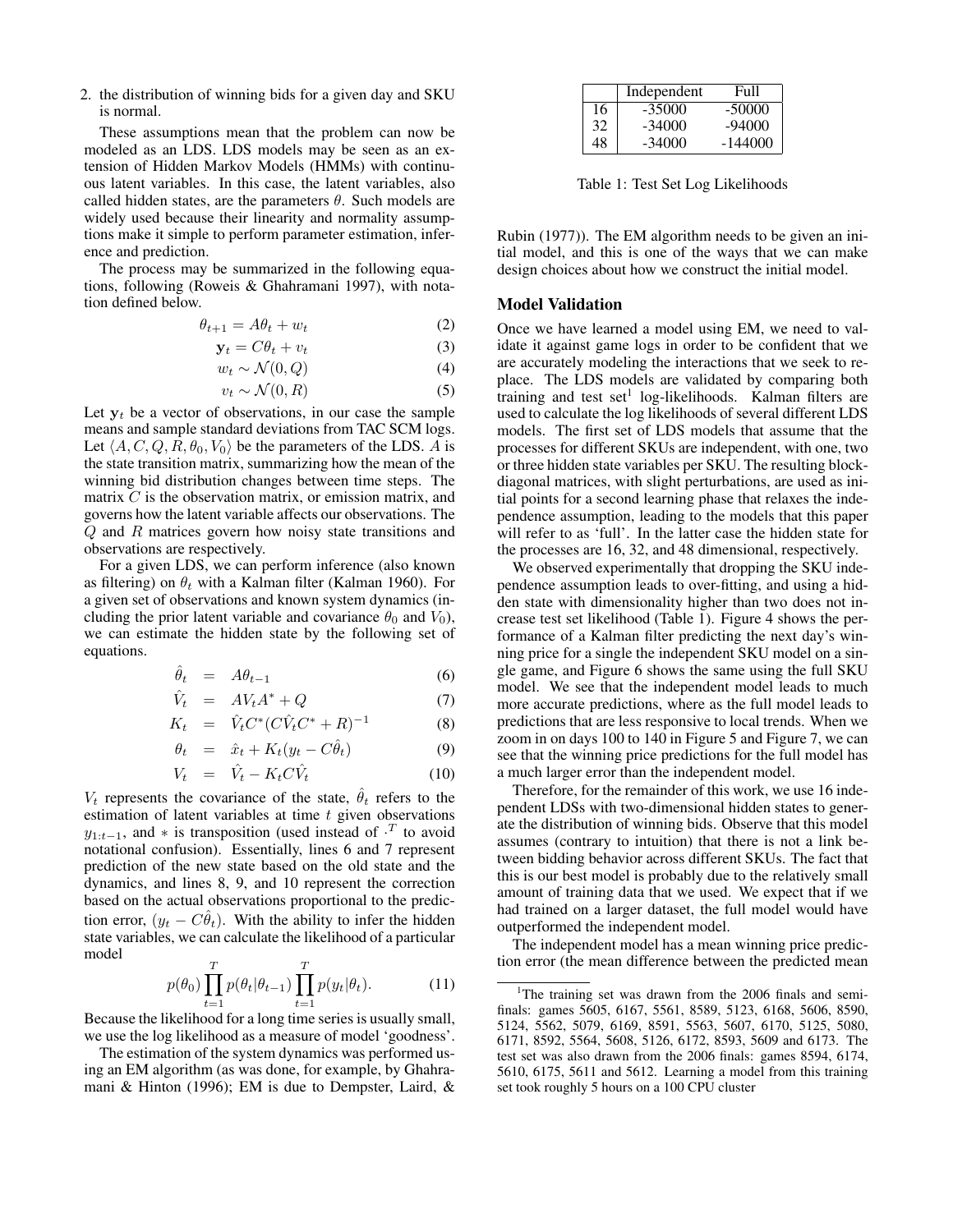2. the distribution of winning bids for a given day and SKU is normal.

These assumptions mean that the problem can now be modeled as an LDS. LDS models may be seen as an extension of Hidden Markov Models (HMMs) with continuous latent variables. In this case, the latent variables, also called hidden states, are the parameters $\theta$. Such models are widely used because their linearity and normality assumptions make it simple to perform parameter estimation, inference and prediction.

The process may be summarized in the following equations, following (Roweis & Ghahramani 1997), with notation defined below.

$$\theta_{t+1} = A\theta_t + w_t \tag{2}$$

$$\mathbf{y}_t = C\theta_t + v_t \tag{3}$$

$$w_t \sim \mathcal{N}(0, Q) \tag{4}$$

$$v_t \sim \mathcal{N}(0, R) \tag{5}$$

Let $\mathbf{y}_t$ be a vector of observations, in our case the sample means and sample standard deviations from TAC SCM logs. Let $\langle A, C, Q, R, \theta_0, V_0 \rangle$ be the parameters of the LDS. $A$ is the state transition matrix, summarizing how the mean of the winning bid distribution changes between time steps. The matrix $C$ is the observation matrix, or emission matrix, and governs how the latent variable affects our observations. The $Q$ and $R$ matrices govern how noisy state transitions and observations are respectively.

For a given LDS, we can perform inference (also known as filtering) on $\theta_t$ with a Kalman filter (Kalman 1960). For a given set of observations and known system dynamics (including the prior latent variable and covariance $\theta_0$ and $V_0$), we can estimate the hidden state by the following set of equations.

$$\hat{\theta}_t = A\theta_{t-1} \tag{6}$$

$$\hat{V}_t = AV_tA^* + Q \tag{7}$$

$$K_t = \hat{V}_tC^*(C\hat{V}_tC^* + R)^{-1} \tag{8}$$

$$\theta_t = \hat{x}_t + K_t(y_t - C\hat{\theta}_t) \tag{9}$$

$$V_t = \hat{V}_t - K_tC\hat{V}_t \tag{10}$$

$V_t$ represents the covariance of the state, $\hat{\theta}_t$ refers to the estimation of latent variables at time $t$ given observations $y_{1:t-1}$, and $*$ is transposition (used instead of $\cdot^T$ to avoid notational confusion). Essentially, lines 6 and 7 represent prediction of the new state based on the old state and the dynamics, and lines 8, 9, and 10 represent the correction based on the actual observations proportional to the prediction error, $(y_t - C\hat{\theta}_t)$. With the ability to infer the hidden state variables, we can calculate the likelihood of a particular model

$$p(\theta_0) \prod_{t=1}^{T} p(\theta_t | \theta_{t-1}) \prod_{t=1}^{T} p(y_t | \theta_t). \tag{11}$$

Because the likelihood for a long time series is usually small, we use the log likelihood as a measure of model 'goodness'.

The estimation of the system dynamics was performed using an EM algorithm (as was done, for example, by Ghahramani & Hinton (1996); EM is due to Dempster, Laird, & Rubin (1977)). The EM algorithm needs to be given an initial model, and this is one of the ways that we can make design choices about how we construct the initial model.

|  | Independent | Full |
|---|---|---|
| 16 | -35000 | -50000 |
| 32 | -34000 | -94000 |
| 48 | -34000 | -144000 |

Table 1: Test Set Log Likelihoods

## Model Validation

Once we have learned a model using EM, we need to validate it against game logs in order to be confident that we are accurately modeling the interactions that we seek to replace. The LDS models are validated by comparing both training and test set[1] log-likelihoods. Kalman filters are used to calculate the log likelihoods of several different LDS models. The first set of LDS models that assume that the processes for different SKUs are independent, with one, two or three hidden state variables per SKU. The resulting block-diagonal matrices, with slight perturbations, are used as initial points for a second learning phase that relaxes the independence assumption, leading to the models that this paper will refer to as 'full'. In the latter case the hidden state for the processes are 16, 32, and 48 dimensional, respectively.

We observed experimentally that dropping the SKU independence assumption leads to over-fitting, and using a hidden state with dimensionality higher than two does not increase test set likelihood (Table 1). Figure 4 shows the performance of a Kalman filter predicting the next day's winning price for a single the independent SKU model on a single game, and Figure 6 shows the same using the full SKU model. We see that the independent model leads to much more accurate predictions, where as the full model leads to predictions that are less responsive to local trends. When we zoom in on days 100 to 140 in Figure 5 and Figure 7, we can see that the winning price predictions for the full model has a much larger error than the independent model.

Therefore, for the remainder of this work, we use 16 independent LDSs with two-dimensional hidden states to generate the distribution of winning bids. Observe that this model assumes (contrary to intuition) that there is not a link between bidding behavior across different SKUs. The fact that this is our best model is probably due to the relatively small amount of training data that we used. We expect that if we had trained on a larger dataset, the full model would have outperformed the independent model.

The independent model has a mean winning price prediction error (the mean difference between the predicted mean

[1] The training set was drawn from the 2006 finals and semi-finals: games 5605, 6167, 5561, 8589, 5123, 6168, 5606, 8590, 5124, 5562, 5079, 6169, 8591, 5563, 5607, 6170, 5125, 5080, 6171, 8592, 5564, 5608, 5126, 6172, 8593, 5609 and 6173. The test set was also drawn from the 2006 finals: games 8594, 6174, 5610, 6175, 5611 and 5612. Learning a model from this training set took roughly 5 hours on a 100 CPU cluster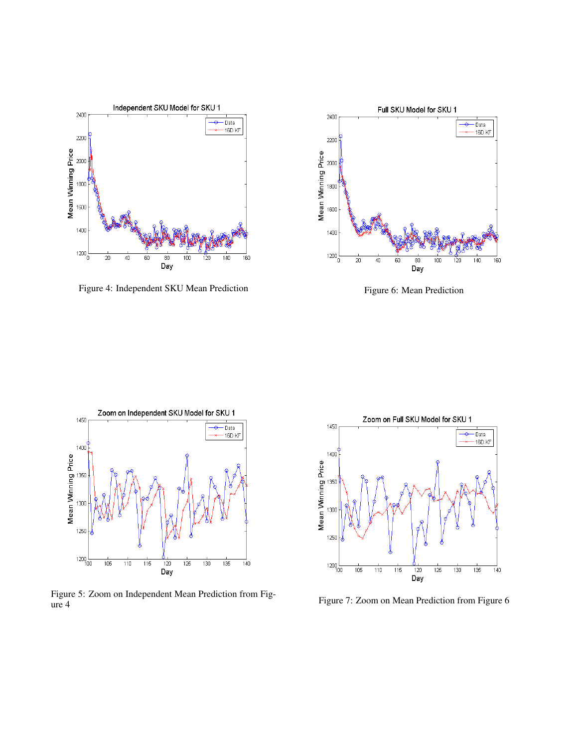Figure 4: Independent SKU Mean Prediction

Figure 6: Mean Prediction

Figure 5: Zoom on Independent Mean Prediction from Figure 4

Figure 7: Zoom on Mean Prediction from Figure 6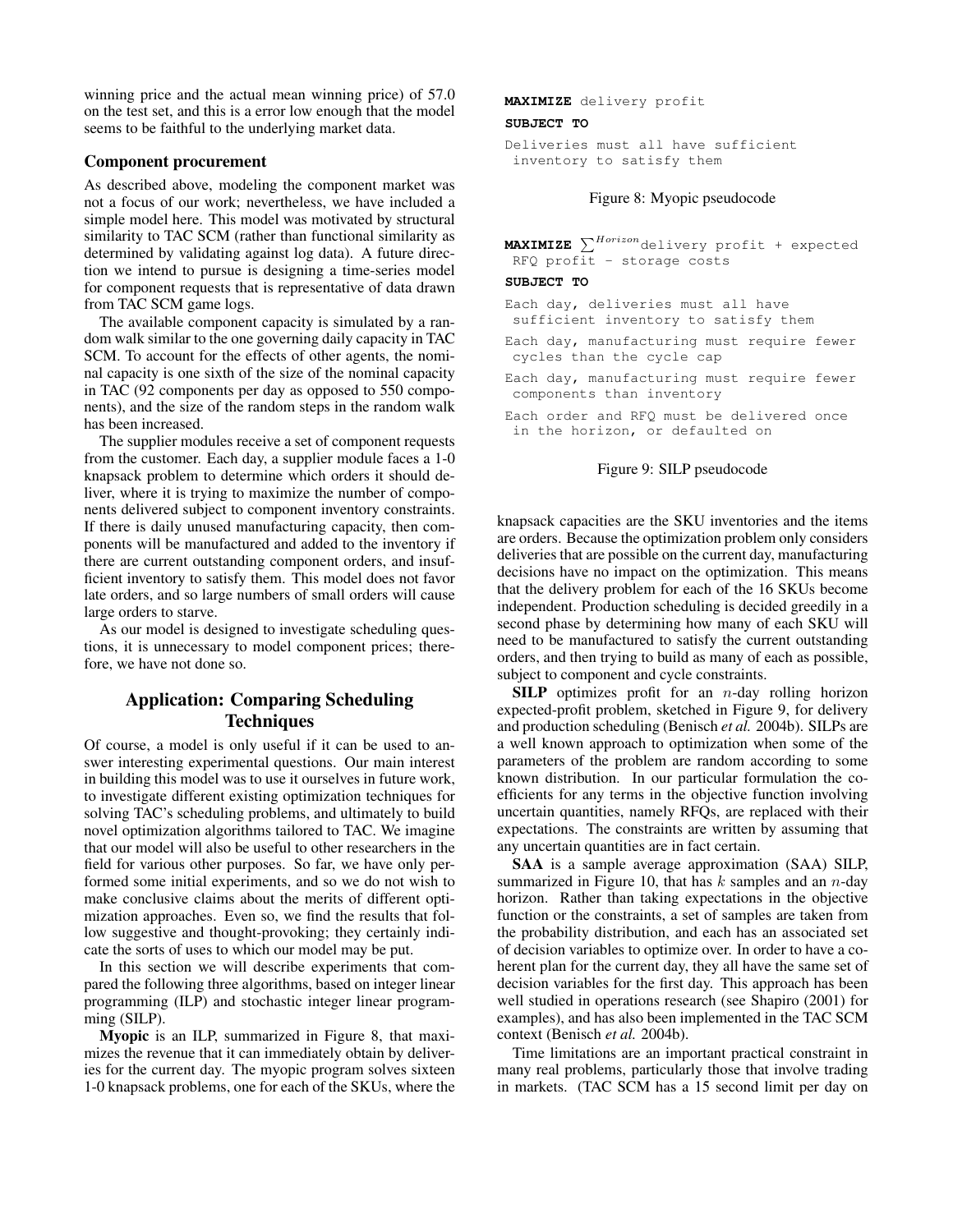winning price and the actual mean winning price) of 57.0 on the test set, and this is a error low enough that the model seems to be faithful to the underlying market data.

### Component procurement

As described above, modeling the component market was not a focus of our work; nevertheless, we have included a simple model here. This model was motivated by structural similarity to TAC SCM (rather than functional similarity as determined by validating against log data). A future direction we intend to pursue is designing a time-series model for component requests that is representative of data drawn from TAC SCM game logs.

The available component capacity is simulated by a random walk similar to the one governing daily capacity in TAC SCM. To account for the effects of other agents, the nominal capacity is one sixth of the size of the nominal capacity in TAC (92 components per day as opposed to 550 components), and the size of the random steps in the random walk has been increased.

The supplier modules receive a set of component requests from the customer. Each day, a supplier module faces a 1-0 knapsack problem to determine which orders it should deliver, where it is trying to maximize the number of components delivered subject to component inventory constraints. If there is daily unused manufacturing capacity, then components will be manufactured and added to the inventory if there are current outstanding component orders, and insufficient inventory to satisfy them. This model does not favor late orders, and so large numbers of small orders will cause large orders to starve.

As our model is designed to investigate scheduling questions, it is unnecessary to model component prices; therefore, we have not done so.

## Application: Comparing Scheduling Techniques

Of course, a model is only useful if it can be used to answer interesting experimental questions. Our main interest in building this model was to use it ourselves in future work, to investigate different existing optimization techniques for solving TAC's scheduling problems, and ultimately to build novel optimization algorithms tailored to TAC. We imagine that our model will also be useful to other researchers in the field for various other purposes. So far, we have only performed some initial experiments, and so we do not wish to make conclusive claims about the merits of different optimization approaches. Even so, we find the results that follow suggestive and thought-provoking; they certainly indicate the sorts of uses to which our model may be put.

In this section we will describe experiments that compared the following three algorithms, based on integer linear programming (ILP) and stochastic integer linear programming (SILP).

**Myopic** is an ILP, summarized in Figure 8, that maximizes the revenue that it can immediately obtain by deliveries for the current day. The myopic program solves sixteen 1-0 knapsack problems, one for each of the SKUs, where the knapsack capacities are the SKU inventories and the items are orders. Because the optimization problem only considers deliveries that are possible on the current day, manufacturing decisions have no impact on the optimization. This means that the delivery problem for each of the 16 SKUs become independent. Production scheduling is decided greedily in a second phase by determining how many of each SKU will need to be manufactured to satisfy the current outstanding orders, and then trying to build as many of each as possible, subject to component and cycle constraints.

```
MAXIMIZE delivery profit
SUBJECT TO
Deliveries must all have sufficient
 inventory to satisfy them
```

Figure 8: Myopic pseudocode

```
MAXIMIZE ∑^Horizon delivery profit + expected
 RFQ profit - storage costs
SUBJECT TO
Each day, deliveries must all have
 sufficient inventory to satisfy them
Each day, manufacturing must require fewer
 cycles than the cycle cap
Each day, manufacturing must require fewer
 components than inventory
Each order and RFQ must be delivered once
 in the horizon, or defaulted on
```

Figure 9: SILP pseudocode

**SILP** optimizes profit for an $n$-day rolling horizon expected-profit problem, sketched in Figure 9, for delivery and production scheduling (Benisch *et al.* 2004b). SILPs are a well known approach to optimization when some of the parameters of the problem are random according to some known distribution. In our particular formulation the coefficients for any terms in the objective function involving uncertain quantities, namely RFQs, are replaced with their expectations. The constraints are written by assuming that any uncertain quantities are in fact certain.

**SAA** is a sample average approximation (SAA) SILP, summarized in Figure 10, that has $k$ samples and an $n$-day horizon. Rather than taking expectations in the objective function or the constraints, a set of samples are taken from the probability distribution, and each has an associated set of decision variables to optimize over. In order to have a coherent plan for the current day, they all have the same set of decision variables for the first day. This approach has been well studied in operations research (see Shapiro (2001) for examples), and has also been implemented in the TAC SCM context (Benisch *et al.* 2004b).

Time limitations are an important practical constraint in many real problems, particularly those that involve trading in markets. (TAC SCM has a 15 second limit per day on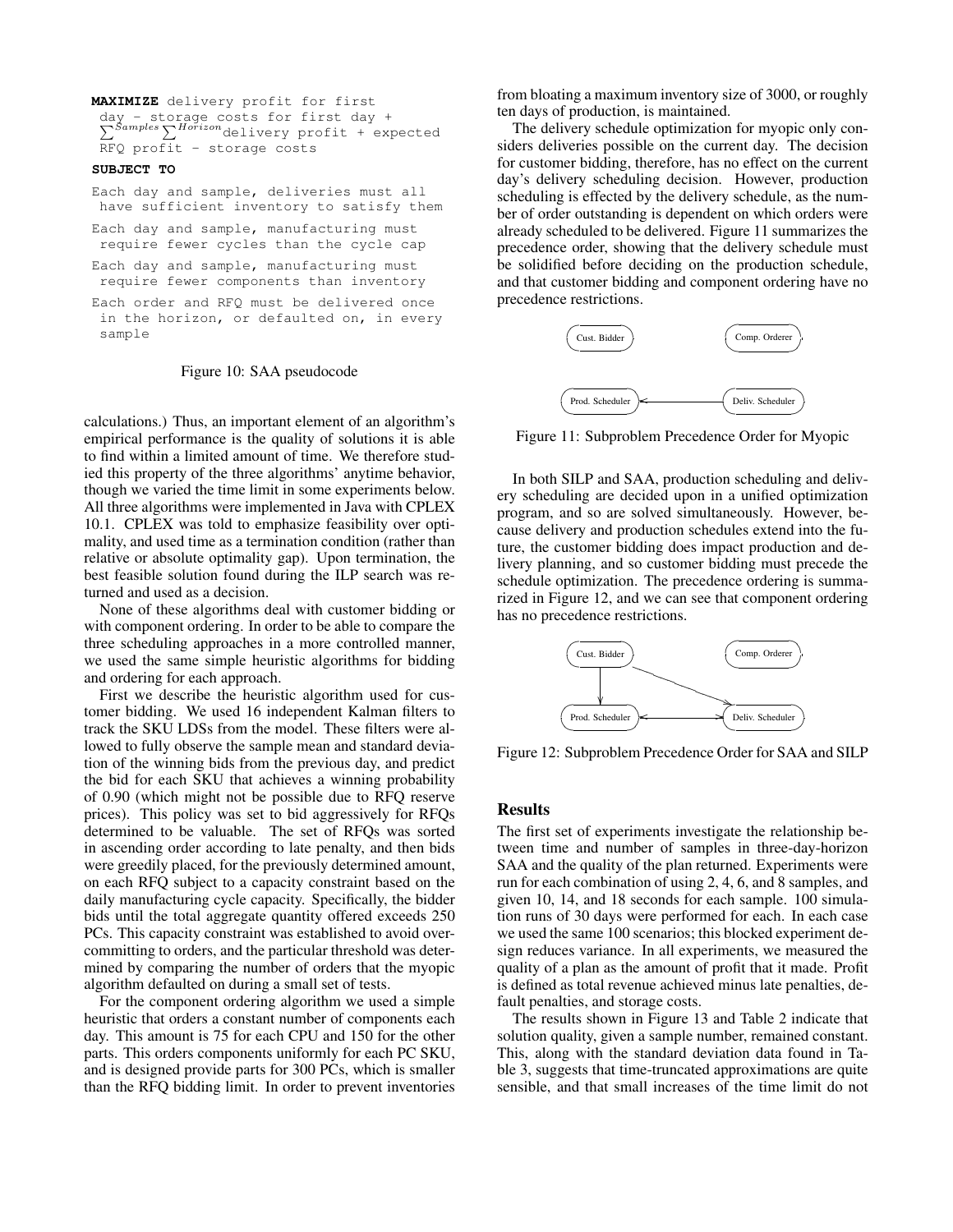```
MAXIMIZE delivery profit for first
 day - storage costs for first day +
 ∑^Samples ∑^Horizon delivery profit + expected
 RFQ profit - storage costs

SUBJECT TO

Each day and sample, deliveries must all
 have sufficient inventory to satisfy them

Each day and sample, manufacturing must
 require fewer cycles than the cycle cap

Each day and sample, manufacturing must
 require fewer components than inventory

Each order and RFQ must be delivered once
 in the horizon, or defaulted on, in every
 sample
```

Figure 10: SAA pseudocode

calculations.) Thus, an important element of an algorithm's empirical performance is the quality of solutions it is able to find within a limited amount of time. We therefore studied this property of the three algorithms' anytime behavior, though we varied the time limit in some experiments below. All three algorithms were implemented in Java with CPLEX 10.1. CPLEX was told to emphasize feasibility over optimality, and used time as a termination condition (rather than relative or absolute optimality gap). Upon termination, the best feasible solution found during the ILP search was returned and used as a decision.

None of these algorithms deal with customer bidding or with component ordering. In order to be able to compare the three scheduling approaches in a more controlled manner, we used the same simple heuristic algorithms for bidding and ordering for each approach.

First we describe the heuristic algorithm used for customer bidding. We used 16 independent Kalman filters to track the SKU LDSs from the model. These filters were allowed to fully observe the sample mean and standard deviation of the winning bids from the previous day, and predict the bid for each SKU that achieves a winning probability of 0.90 (which might not be possible due to RFQ reserve prices). This policy was set to bid aggressively for RFQs determined to be valuable. The set of RFQs was sorted in ascending order according to late penalty, and then bids were greedily placed, for the previously determined amount, on each RFQ subject to a capacity constraint based on the daily manufacturing cycle capacity. Specifically, the bidder bids until the total aggregate quantity offered exceeds 250 PCs. This capacity constraint was established to avoid overcommitting to orders, and the particular threshold was determined by comparing the number of orders that the myopic algorithm defaulted on during a small set of tests.

For the component ordering algorithm we used a simple heuristic that orders a constant number of components each day. This amount is 75 for each CPU and 150 for the other parts. This orders components uniformly for each PC SKU, and is designed provide parts for 300 PCs, which is smaller than the RFQ bidding limit. In order to prevent inventories from bloating a maximum inventory size of 3000, or roughly ten days of production, is maintained.

The delivery schedule optimization for myopic only considers deliveries possible on the current day. The decision for customer bidding, therefore, has no effect on the current day's delivery scheduling decision. However, production scheduling is effected by the delivery schedule, as the number of order outstanding is dependent on which orders were already scheduled to be delivered. Figure 11 summarizes the precedence order, showing that the delivery schedule must be solidified before deciding on the production schedule, and that customer bidding and component ordering have no precedence restrictions.

Figure 11: Subproblem Precedence Order for Myopic

In both SILP and SAA, production scheduling and delivery scheduling are decided upon in a unified optimization program, and so are solved simultaneously. However, because delivery and production schedules extend into the future, the customer bidding does impact production and delivery planning, and so customer bidding must precede the schedule optimization. The precedence ordering is summarized in Figure 12, and we can see that component ordering has no precedence restrictions.

Figure 12: Subproblem Precedence Order for SAA and SILP

## Results

The first set of experiments investigate the relationship between time and number of samples in three-day-horizon SAA and the quality of the plan returned. Experiments were run for each combination of using 2, 4, 6, and 8 samples, and given 10, 14, and 18 seconds for each sample. 100 simulation runs of 30 days were performed for each. In each case we used the same 100 scenarios; this blocked experiment design reduces variance. In all experiments, we measured the quality of a plan as the amount of profit that it made. Profit is defined as total revenue achieved minus late penalties, default penalties, and storage costs.

The results shown in Figure 13 and Table 2 indicate that solution quality, given a sample number, remained constant. This, along with the standard deviation data found in Table 3, suggests that time-truncated approximations are quite sensible, and that small increases of the time limit do not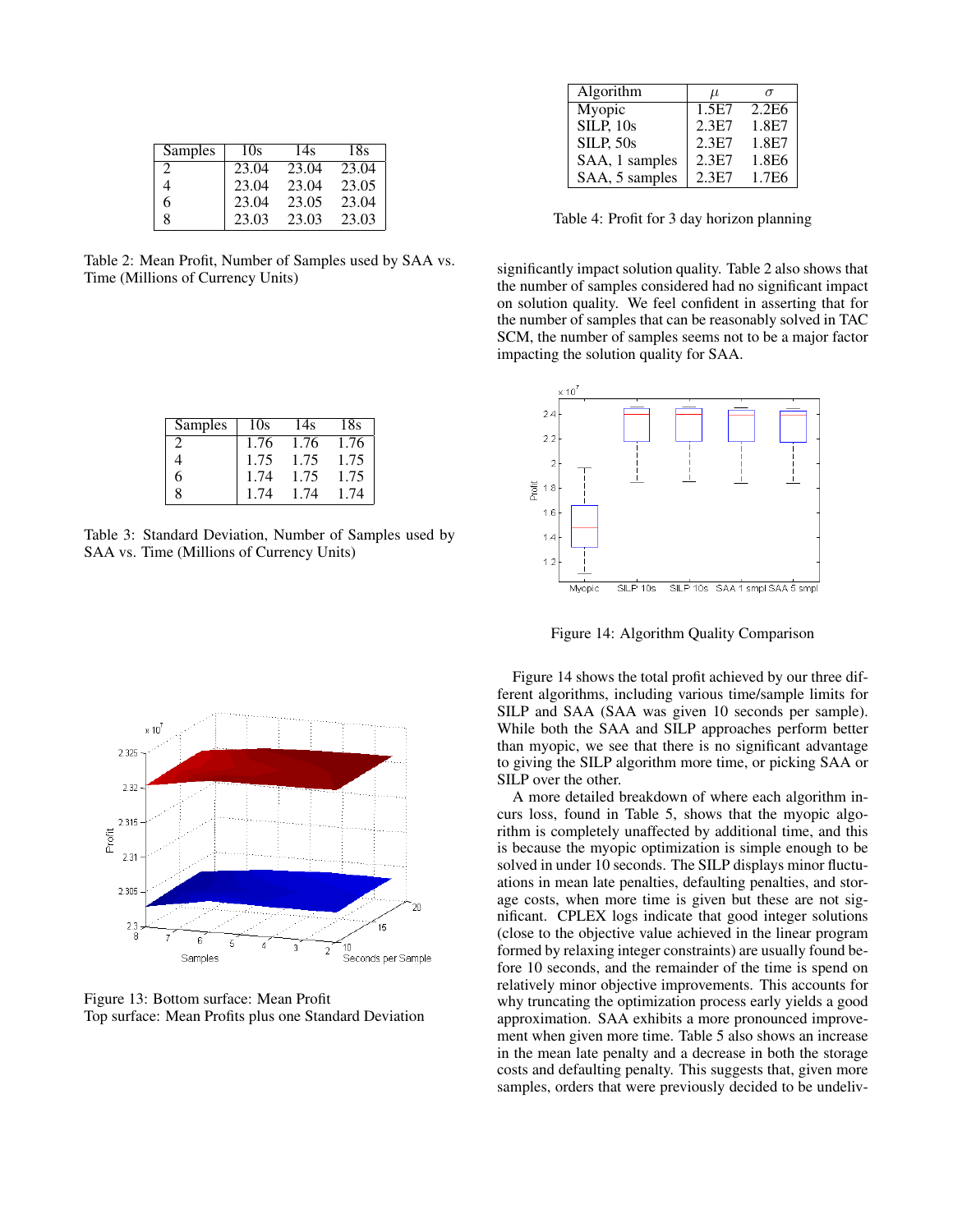| Samples | 10s | 14s | 18s |
|---|---|---|---|
| 2 | 23.04 | 23.04 | 23.04 |
| 4 | 23.04 | 23.04 | 23.05 |
| 6 | 23.04 | 23.05 | 23.04 |
| 8 | 23.03 | 23.03 | 23.03 |

Table 2: Mean Profit, Number of Samples used by SAA vs. Time (Millions of Currency Units)

| Samples | 10s | 14s | 18s |
|---|---|---|---|
| 2 | 1.76 | 1.76 | 1.76 |
| 4 | 1.75 | 1.75 | 1.75 |
| 6 | 1.74 | 1.75 | 1.75 |
| 8 | 1.74 | 1.74 | 1.74 |

Table 3: Standard Deviation, Number of Samples used by SAA vs. Time (Millions of Currency Units)

Figure 13: Bottom surface: Mean Profit
Top surface: Mean Profits plus one Standard Deviation

| Algorithm | $\mu$ | $\sigma$ |
|---|---|---|
| Myopic | 1.5E7 | 2.2E6 |
| SILP, 10s | 2.3E7 | 1.8E7 |
| SILP, 50s | 2.3E7 | 1.8E7 |
| SAA, 1 samples | 2.3E7 | 1.8E6 |
| SAA, 5 samples | 2.3E7 | 1.7E6 |

Table 4: Profit for 3 day horizon planning

significantly impact solution quality. Table 2 also shows that the number of samples considered had no significant impact on solution quality. We feel confident in asserting that for the number of samples that can be reasonably solved in TAC SCM, the number of samples seems not to be a major factor impacting the solution quality for SAA.

Figure 14: Algorithm Quality Comparison

Figure 14 shows the total profit achieved by our three different algorithms, including various time/sample limits for SILP and SAA (SAA was given 10 seconds per sample). While both the SAA and SILP approaches perform better than myopic, we see that there is no significant advantage to giving the SILP algorithm more time, or picking SAA or SILP over the other.

A more detailed breakdown of where each algorithm incurs loss, found in Table 5, shows that the myopic algorithm is completely unaffected by additional time, and this is because the myopic optimization is simple enough to be solved in under 10 seconds. The SILP displays minor fluctuations in mean late penalties, defaulting penalties, and storage costs, when more time is given but these are not significant. CPLEX logs indicate that good integer solutions (close to the objective value achieved in the linear program formed by relaxing integer constraints) are usually found before 10 seconds, and the remainder of the time is spend on relatively minor objective improvements. This accounts for why truncating the optimization process early yields a good approximation. SAA exhibits a more pronounced improvement when given more time. Table 5 also shows an increase in the mean late penalty and a decrease in both the storage costs and defaulting penalty. This suggests that, given more samples, orders that were previously decided to be undeliv-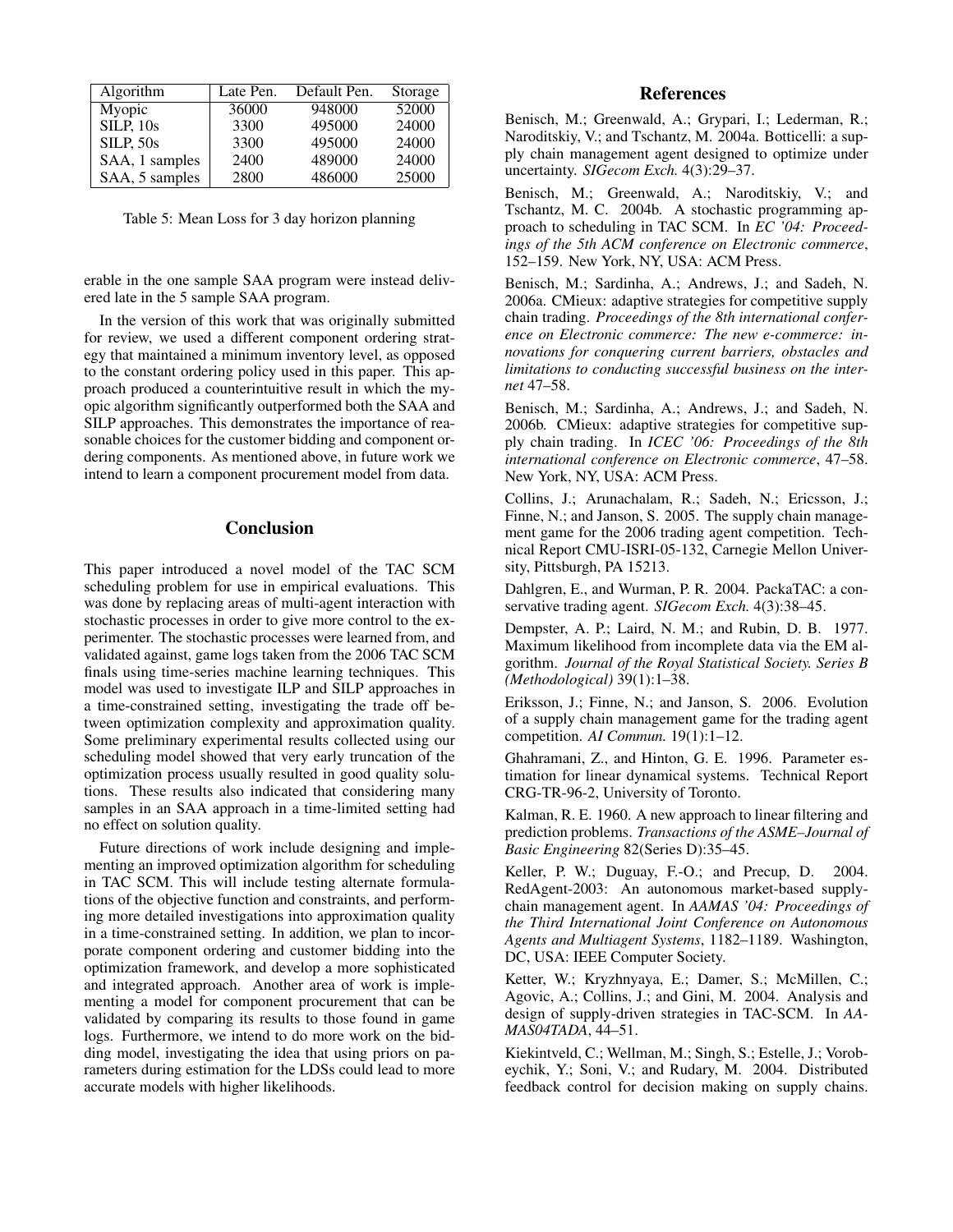| Algorithm | Late Pen. | Default Pen. | Storage |
|---|---|---|---|
| Myopic | 36000 | 948000 | 52000 |
| SILP, 10s | 3300 | 495000 | 24000 |
| SILP, 50s | 3300 | 495000 | 24000 |
| SAA, 1 samples | 2400 | 489000 | 24000 |
| SAA, 5 samples | 2800 | 486000 | 25000 |

Table 5: Mean Loss for 3 day horizon planning

erable in the one sample SAA program were instead delivered late in the 5 sample SAA program.

In the version of this work that was originally submitted for review, we used a different component ordering strategy that maintained a minimum inventory level, as opposed to the constant ordering policy used in this paper. This approach produced a counterintuitive result in which the myopic algorithm significantly outperformed both the SAA and SILP approaches. This demonstrates the importance of reasonable choices for the customer bidding and component ordering components. As mentioned above, in future work we intend to learn a component procurement model from data.

## Conclusion

This paper introduced a novel model of the TAC SCM scheduling problem for use in empirical evaluations. This was done by replacing areas of multi-agent interaction with stochastic processes in order to give more control to the experimenter. The stochastic processes were learned from, and validated against, game logs taken from the 2006 TAC SCM finals using time-series machine learning techniques. This model was used to investigate ILP and SILP approaches in a time-constrained setting, investigating the trade off between optimization complexity and approximation quality. Some preliminary experimental results collected using our scheduling model showed that very early truncation of the optimization process usually resulted in good quality solutions. These results also indicated that considering many samples in an SAA approach in a time-limited setting had no effect on solution quality.

Future directions of work include designing and implementing an improved optimization algorithm for scheduling in TAC SCM. This will include testing alternate formulations of the objective function and constraints, and performing more detailed investigations into approximation quality in a time-constrained setting. In addition, we plan to incorporate component ordering and customer bidding into the optimization framework, and develop a more sophisticated and integrated approach. Another area of work is implementing a model for component procurement that can be validated by comparing its results to those found in game logs. Furthermore, we intend to do more work on the bidding model, investigating the idea that using priors on parameters during estimation for the LDSs could lead to more accurate models with higher likelihoods.

## References

Benisch, M.; Greenwald, A.; Grypari, I.; Lederman, R.; Naroditskiy, V.; and Tschantz, M. 2004a. Botticelli: a supply chain management agent designed to optimize under uncertainty. *SIGecom Exch.* 4(3):29–37.

Benisch, M.; Greenwald, A.; Naroditskiy, V.; and Tschantz, M. C. 2004b. A stochastic programming approach to scheduling in TAC SCM. In *EC '04: Proceedings of the 5th ACM conference on Electronic commerce*, 152–159. New York, NY, USA: ACM Press.

Benisch, M.; Sardinha, A.; Andrews, J.; and Sadeh, N. 2006a. CMieux: adaptive strategies for competitive supply chain trading. *Proceedings of the 8th international conference on Electronic commerce: The new e-commerce: innovations for conquering current barriers, obstacles and limitations to conducting successful business on the internet* 47–58.

Benisch, M.; Sardinha, A.; Andrews, J.; and Sadeh, N. 2006b. CMieux: adaptive strategies for competitive supply chain trading. In *ICEC '06: Proceedings of the 8th international conference on Electronic commerce*, 47–58. New York, NY, USA: ACM Press.

Collins, J.; Arunachalam, R.; Sadeh, N.; Ericsson, J.; Finne, N.; and Janson, S. 2005. The supply chain management game for the 2006 trading agent competition. Technical Report CMU-ISRI-05-132, Carnegie Mellon University, Pittsburgh, PA 15213.

Dahlgren, E., and Wurman, P. R. 2004. PackaTAC: a conservative trading agent. *SIGecom Exch.* 4(3):38–45.

Dempster, A. P.; Laird, N. M.; and Rubin, D. B. 1977. Maximum likelihood from incomplete data via the EM algorithm. *Journal of the Royal Statistical Society. Series B (Methodological)* 39(1):1–38.

Eriksson, J.; Finne, N.; and Janson, S. 2006. Evolution of a supply chain management game for the trading agent competition. *AI Commun.* 19(1):1–12.

Ghahramani, Z., and Hinton, G. E. 1996. Parameter estimation for linear dynamical systems. Technical Report CRG-TR-96-2, University of Toronto.

Kalman, R. E. 1960. A new approach to linear filtering and prediction problems. *Transactions of the ASME–Journal of Basic Engineering* 82(Series D):35–45.

Keller, P. W.; Duguay, F.-O.; and Precup, D. 2004. RedAgent-2003: An autonomous market-based supply-chain management agent. In *AAMAS '04: Proceedings of the Third International Joint Conference on Autonomous Agents and Multiagent Systems*, 1182–1189. Washington, DC, USA: IEEE Computer Society.

Ketter, W.; Kryzhnyaya, E.; Damer, S.; McMillen, C.; Agovic, A.; Collins, J.; and Gini, M. 2004. Analysis and design of supply-driven strategies in TAC-SCM. In *AAMAS04TADA*, 44–51.

Kiekintveld, C.; Wellman, M.; Singh, S.; Estelle, J.; Vorobeychik, Y.; Soni, V.; and Rudary, M. 2004. Distributed feedback control for decision making on supply chains.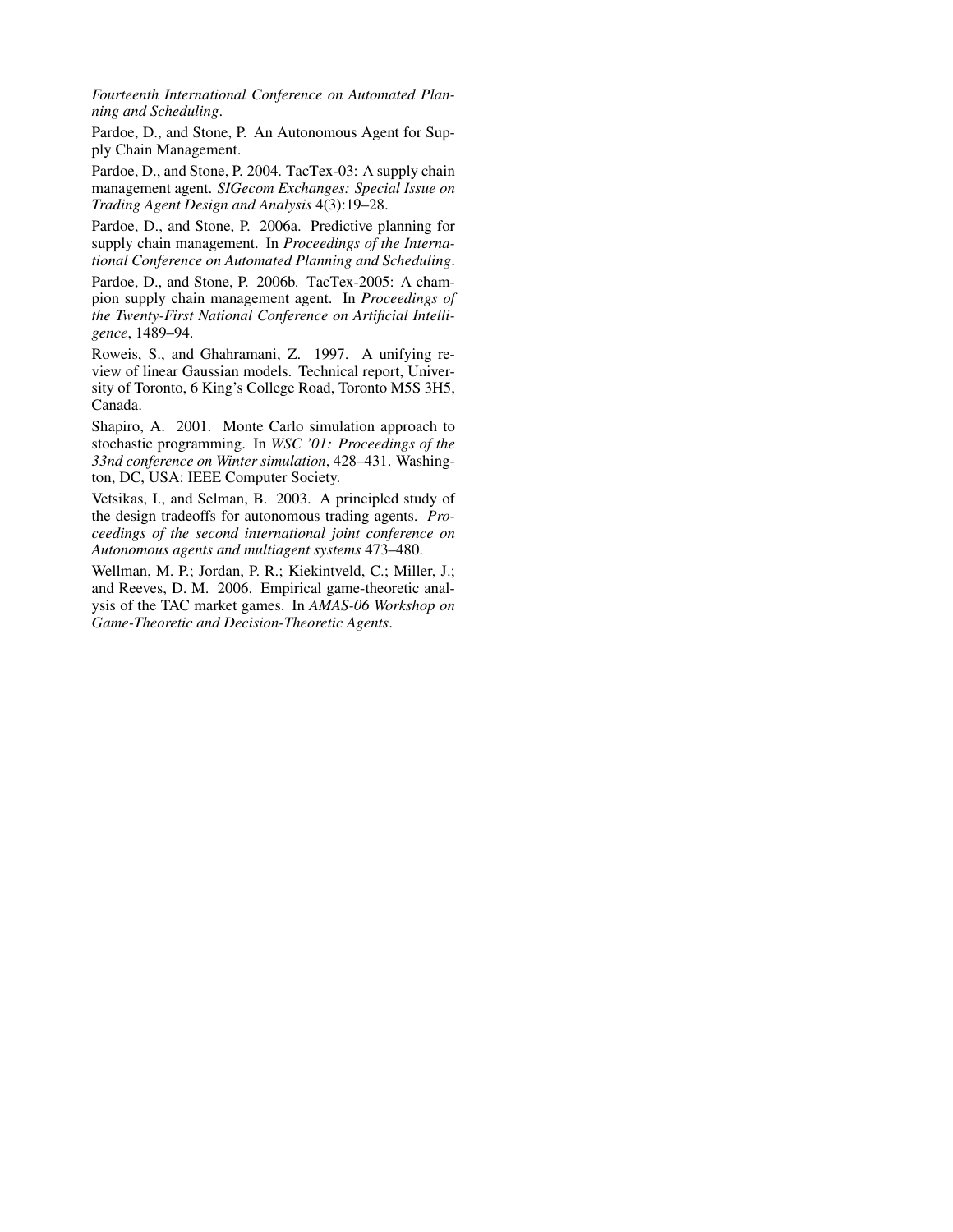*Fourteenth International Conference on Automated Planning and Scheduling*.

Pardoe, D., and Stone, P. An Autonomous Agent for Supply Chain Management.

Pardoe, D., and Stone, P. 2004. TacTex-03: A supply chain management agent. *SIGecom Exchanges: Special Issue on Trading Agent Design and Analysis* 4(3):19–28.

Pardoe, D., and Stone, P. 2006a. Predictive planning for supply chain management. In *Proceedings of the International Conference on Automated Planning and Scheduling*.

Pardoe, D., and Stone, P. 2006b. TacTex-2005: A champion supply chain management agent. In *Proceedings of the Twenty-First National Conference on Artificial Intelligence*, 1489–94.

Roweis, S., and Ghahramani, Z. 1997. A unifying review of linear Gaussian models. Technical report, University of Toronto, 6 King's College Road, Toronto M5S 3H5, Canada.

Shapiro, A. 2001. Monte Carlo simulation approach to stochastic programming. In *WSC '01: Proceedings of the 33nd conference on Winter simulation*, 428–431. Washington, DC, USA: IEEE Computer Society.

Vetsikas, I., and Selman, B. 2003. A principled study of the design tradeoffs for autonomous trading agents. *Proceedings of the second international joint conference on Autonomous agents and multiagent systems* 473–480.

Wellman, M. P.; Jordan, P. R.; Kiekintveld, C.; Miller, J.; and Reeves, D. M. 2006. Empirical game-theoretic analysis of the TAC market games. In *AMAS-06 Workshop on Game-Theoretic and Decision-Theoretic Agents*.